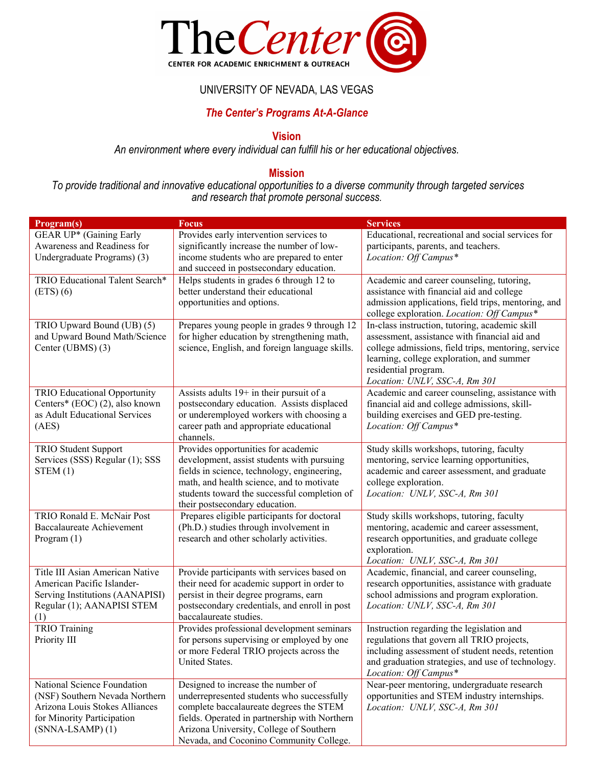# The Center

**CENTER FOR ACADEMIC ENRICHMENT & OUTREACH**

UNIVERSITY OF NEVADA, LAS VEGAS

***The Center's Programs At-A-Glance***

**Vision**

*An environment where every individual can fulfill his or her educational objectives.*

**Mission**

*To provide traditional and innovative educational opportunities to a diverse community through targeted services and research that promote personal success.*

| Program(s) | Focus | Services |
|---|---|---|
| GEAR UP* (Gaining Early Awareness and Readiness for Undergraduate Programs) (3) | Provides early intervention services to significantly increase the number of low-income students who are prepared to enter and succeed in postsecondary education. | Educational, recreational and social services for participants, parents, and teachers. *Location: Off Campus** |
| TRIO Educational Talent Search* (ETS) (6) | Helps students in grades 6 through 12 to better understand their educational opportunities and options. | Academic and career counseling, tutoring, assistance with financial aid and college admission applications, field trips, mentoring, and college exploration. *Location: Off Campus** |
| TRIO Upward Bound (UB) (5) and Upward Bound Math/Science Center (UBMS) (3) | Prepares young people in grades 9 through 12 for higher education by strengthening math, science, English, and foreign language skills. | In-class instruction, tutoring, academic skill assessment, assistance with financial aid and college admissions, field trips, mentoring, service learning, college exploration, and summer residential program. *Location: UNLV, SSC-A, Rm 301* |
| TRIO Educational Opportunity Centers* (EOC) (2), also known as Adult Educational Services (AES) | Assists adults 19+ in their pursuit of a postsecondary education. Assists displaced or underemployed workers with choosing a career path and appropriate educational channels. | Academic and career counseling, assistance with financial aid and college admissions, skill-building exercises and GED pre-testing. *Location: Off Campus** |
| TRIO Student Support Services (SSS) Regular (1); SSS STEM (1) | Provides opportunities for academic development, assist students with pursuing fields in science, technology, engineering, math, and health science, and to motivate students toward the successful completion of their postsecondary education. | Study skills workshops, tutoring, faculty mentoring, service learning opportunities, academic and career assessment, and graduate college exploration. *Location: UNLV, SSC-A, Rm 301* |
| TRIO Ronald E. McNair Post Baccalaureate Achievement Program (1) | Prepares eligible participants for doctoral (Ph.D.) studies through involvement in research and other scholarly activities. | Study skills workshops, tutoring, faculty mentoring, academic and career assessment, research opportunities, and graduate college exploration. *Location: UNLV, SSC-A, Rm 301* |
| Title III Asian American Native American Pacific Islander-Serving Institutions (AANAPISI) Regular (1); AANAPISI STEM (1) | Provide participants with services based on their need for academic support in order to persist in their degree programs, earn postsecondary credentials, and enroll in post baccalaureate studies. | Academic, financial, and career counseling, research opportunities, assistance with graduate school admissions and program exploration. *Location: UNLV, SSC-A, Rm 301* |
| TRIO Training Priority III | Provides professional development seminars for persons supervising or employed by one or more Federal TRIO projects across the United States. | Instruction regarding the legislation and regulations that govern all TRIO projects, including assessment of student needs, retention and graduation strategies, and use of technology. *Location: Off Campus** |
| National Science Foundation (NSF) Southern Nevada Northern Arizona Louis Stokes Alliances for Minority Participation (SNNA-LSAMP) (1) | Designed to increase the number of underrepresented students who successfully complete baccalaureate degrees the STEM fields. Operated in partnership with Northern Arizona University, College of Southern Nevada, and Coconino Community College. | Near-peer mentoring, undergraduate research opportunities and STEM industry internships. *Location: UNLV, SSC-A, Rm 301* |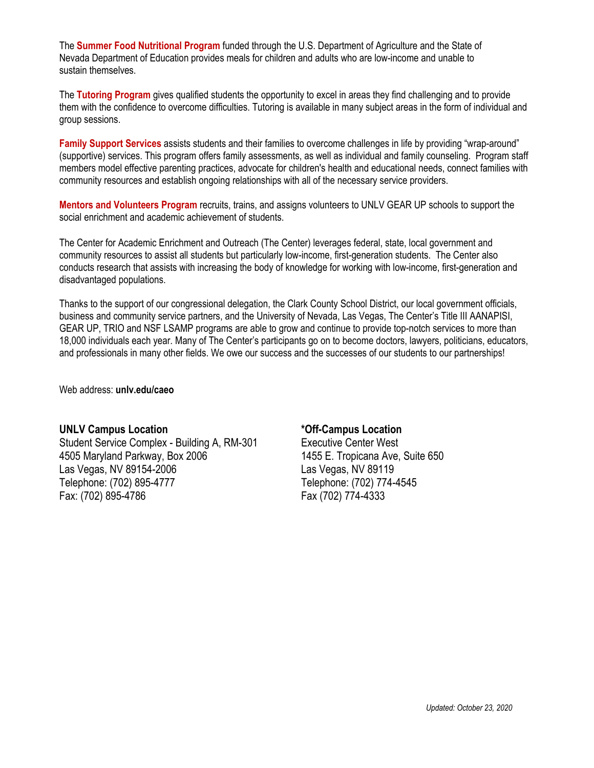The **Summer Food Nutritional Program** funded through the U.S. Department of Agriculture and the State of Nevada Department of Education provides meals for children and adults who are low-income and unable to sustain themselves.

The **Tutoring Program** gives qualified students the opportunity to excel in areas they find challenging and to provide them with the confidence to overcome difficulties. Tutoring is available in many subject areas in the form of individual and group sessions.

**Family Support Services** assists students and their families to overcome challenges in life by providing "wrap-around" (supportive) services. This program offers family assessments, as well as individual and family counseling. Program staff members model effective parenting practices, advocate for children's health and educational needs, connect families with community resources and establish ongoing relationships with all of the necessary service providers.

**Mentors and Volunteers Program** recruits, trains, and assigns volunteers to UNLV GEAR UP schools to support the social enrichment and academic achievement of students.

The Center for Academic Enrichment and Outreach (The Center) leverages federal, state, local government and community resources to assist all students but particularly low-income, first-generation students. The Center also conducts research that assists with increasing the body of knowledge for working with low-income, first-generation and disadvantaged populations.

Thanks to the support of our congressional delegation, the Clark County School District, our local government officials, business and community service partners, and the University of Nevada, Las Vegas, The Center's Title III AANAPISI, GEAR UP, TRIO and NSF LSAMP programs are able to grow and continue to provide top-notch services to more than 18,000 individuals each year. Many of The Center's participants go on to become doctors, lawyers, politicians, educators, and professionals in many other fields. We owe our success and the successes of our students to our partnerships!

Web address: **unlv.edu/caeo**

**UNLV Campus Location**
Student Service Complex - Building A, RM-301
4505 Maryland Parkway, Box 2006
Las Vegas, NV 89154-2006
Telephone: (702) 895-4777
Fax: (702) 895-4786

***Off-Campus Location**
Executive Center West
1455 E. Tropicana Ave, Suite 650
Las Vegas, NV 89119
Telephone: (702) 774-4545
Fax (702) 774-4333

*Updated: October 23, 2020*